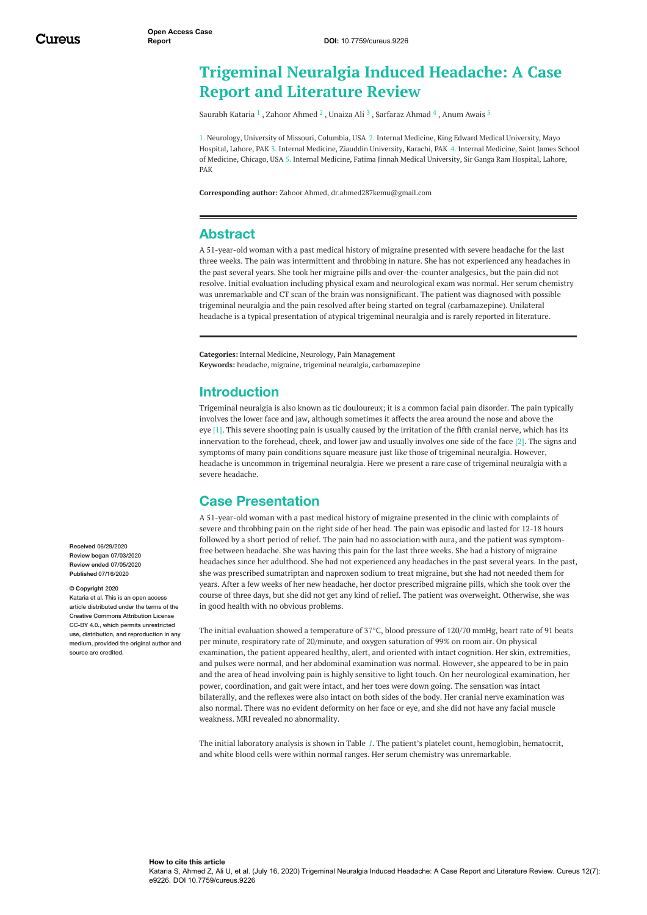# Trigeminal Neuralgia Induced Headache: A Case Report and Literature Review

Saurabh Kataria [1] , Zahoor Ahmed [2] , Unaiza Ali [3] , Sarfaraz Ahmad [4] , Anum Awais [5]

1. Neurology, University of Missouri, Columbia, USA 2. Internal Medicine, King Edward Medical University, Mayo Hospital, Lahore, PAK 3. Internal Medicine, Ziauddin University, Karachi, PAK 4. Internal Medicine, Saint James School of Medicine, Chicago, USA 5. Internal Medicine, Fatima Jinnah Medical University, Sir Ganga Ram Hospital, Lahore, PAK

**Corresponding author:** Zahoor Ahmed, dr.ahmed287kemu@gmail.com

## Abstract

A 51-year-old woman with a past medical history of migraine presented with severe headache for the last three weeks. The pain was intermittent and throbbing in nature. She has not experienced any headaches in the past several years. She took her migraine pills and over-the-counter analgesics, but the pain did not resolve. Initial evaluation including physical exam and neurological exam was normal. Her serum chemistry was unremarkable and CT scan of the brain was nonsignificant. The patient was diagnosed with possible trigeminal neuralgia and the pain resolved after being started on tegral (carbamazepine). Unilateral headache is a typical presentation of atypical trigeminal neuralgia and is rarely reported in literature.

**Categories:** Internal Medicine, Neurology, Pain Management
**Keywords:** headache, migraine, trigeminal neuralgia, carbamazepine

## Introduction

Trigeminal neuralgia is also known as tic douloureux; it is a common facial pain disorder. The pain typically involves the lower face and jaw, although sometimes it affects the area around the nose and above the eye [1]. This severe shooting pain is usually caused by the irritation of the fifth cranial nerve, which has its innervation to the forehead, cheek, and lower jaw and usually involves one side of the face [2]. The signs and symptoms of many pain conditions square measure just like those of trigeminal neuralgia. However, headache is uncommon in trigeminal neuralgia. Here we present a rare case of trigeminal neuralgia with a severe headache.

## Case Presentation

A 51-year-old woman with a past medical history of migraine presented in the clinic with complaints of severe and throbbing pain on the right side of her head. The pain was episodic and lasted for 12-18 hours followed by a short period of relief. The pain had no association with aura, and the patient was symptom-free between headache. She was having this pain for the last three weeks. She had a history of migraine headaches since her adulthood. She had not experienced any headaches in the past several years. In the past, she was prescribed sumatriptan and naproxen sodium to treat migraine, but she had not needed them for years. After a few weeks of her new headache, her doctor prescribed migraine pills, which she took over the course of three days, but she did not get any kind of relief. The patient was overweight. Otherwise, she was in good health with no obvious problems.

The initial evaluation showed a temperature of 37°C, blood pressure of 120/70 mmHg, heart rate of 91 beats per minute, respiratory rate of 20/minute, and oxygen saturation of 99% on room air. On physical examination, the patient appeared healthy, alert, and oriented with intact cognition. Her skin, extremities, and pulses were normal, and her abdominal examination was normal. However, she appeared to be in pain and the area of head involving pain is highly sensitive to light touch. On her neurological examination, her power, coordination, and gait were intact, and her toes were down going. The sensation was intact bilaterally, and the reflexes were also intact on both sides of the body. Her cranial nerve examination was also normal. There was no evident deformity on her face or eye, and she did not have any facial muscle weakness. MRI revealed no abnormality.

The initial laboratory analysis is shown in Table *1*. The patient's platelet count, hemoglobin, hematocrit, and white blood cells were within normal ranges. Her serum chemistry was unremarkable.

Received 06/29/2020
Review began 07/03/2020
Review ended 07/05/2020
Published 07/16/2020

© Copyright 2020
Kataria et al. This is an open access article distributed under the terms of the Creative Commons Attribution License CC-BY 4.0., which permits unrestricted use, distribution, and reproduction in any medium, provided the original author and source are credited.

**How to cite this article**
Kataria S, Ahmed Z, Ali U, et al. (July 16, 2020) Trigeminal Neuralgia Induced Headache: A Case Report and Literature Review. Cureus 12(7): e9226. DOI 10.7759/cureus.9226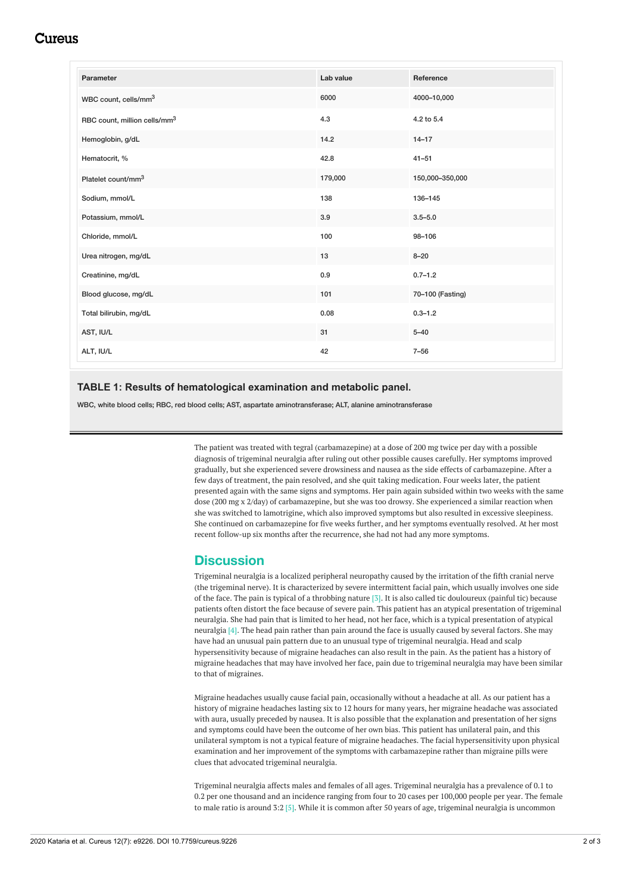| Parameter | Lab value | Reference |
| --- | --- | --- |
| WBC count, cells/mm$^3$ | 6000 | 4000–10,000 |
| RBC count, million cells/mm$^3$ | 4.3 | 4.2 to 5.4 |
| Hemoglobin, g/dL | 14.2 | 14–17 |
| Hematocrit, % | 42.8 | 41–51 |
| Platelet count/mm$^3$ | 179,000 | 150,000–350,000 |
| Sodium, mmol/L | 138 | 136–145 |
| Potassium, mmol/L | 3.9 | 3.5–5.0 |
| Chloride, mmol/L | 100 | 98–106 |
| Urea nitrogen, mg/dL | 13 | 8–20 |
| Creatinine, mg/dL | 0.9 | 0.7–1.2 |
| Blood glucose, mg/dL | 101 | 70–100 (Fasting) |
| Total bilirubin, mg/dL | 0.08 | 0.3–1.2 |
| AST, IU/L | 31 | 5–40 |
| ALT, IU/L | 42 | 7–56 |

**TABLE 1: Results of hematological examination and metabolic panel.**

WBC, white blood cells; RBC, red blood cells; AST, aspartate aminotransferase; ALT, alanine aminotransferase

The patient was treated with tegral (carbamazepine) at a dose of 200 mg twice per day with a possible diagnosis of trigeminal neuralgia after ruling out other possible causes carefully. Her symptoms improved gradually, but she experienced severe drowsiness and nausea as the side effects of carbamazepine. After a few days of treatment, the pain resolved, and she quit taking medication. Four weeks later, the patient presented again with the same signs and symptoms. Her pain again subsided within two weeks with the same dose (200 mg x 2/day) of carbamazepine, but she was too drowsy. She experienced a similar reaction when she was switched to lamotrigine, which also improved symptoms but also resulted in excessive sleepiness. She continued on carbamazepine for five weeks further, and her symptoms eventually resolved. At her most recent follow-up six months after the recurrence, she had not had any more symptoms.

## Discussion

Trigeminal neuralgia is a localized peripheral neuropathy caused by the irritation of the fifth cranial nerve (the trigeminal nerve). It is characterized by severe intermittent facial pain, which usually involves one side of the face. The pain is typical of a throbbing nature [3]. It is also called tic douloureux (painful tic) because patients often distort the face because of severe pain. This patient has an atypical presentation of trigeminal neuralgia. She had pain that is limited to her head, not her face, which is a typical presentation of atypical neuralgia [4]. The head pain rather than pain around the face is usually caused by several factors. She may have had an unusual pain pattern due to an unusual type of trigeminal neuralgia. Head and scalp hypersensitivity because of migraine headaches can also result in the pain. As the patient has a history of migraine headaches that may have involved her face, pain due to trigeminal neuralgia may have been similar to that of migraines.

Migraine headaches usually cause facial pain, occasionally without a headache at all. As our patient has a history of migraine headaches lasting six to 12 hours for many years, her migraine headache was associated with aura, usually preceded by nausea. It is also possible that the explanation and presentation of her signs and symptoms could have been the outcome of her own bias. This patient has unilateral pain, and this unilateral symptom is not a typical feature of migraine headaches. The facial hypersensitivity upon physical examination and her improvement of the symptoms with carbamazepine rather than migraine pills were clues that advocated trigeminal neuralgia.

Trigeminal neuralgia affects males and females of all ages. Trigeminal neuralgia has a prevalence of 0.1 to 0.2 per one thousand and an incidence ranging from four to 20 cases per 100,000 people per year. The female to male ratio is around 3:2 [5]. While it is common after 50 years of age, trigeminal neuralgia is uncommon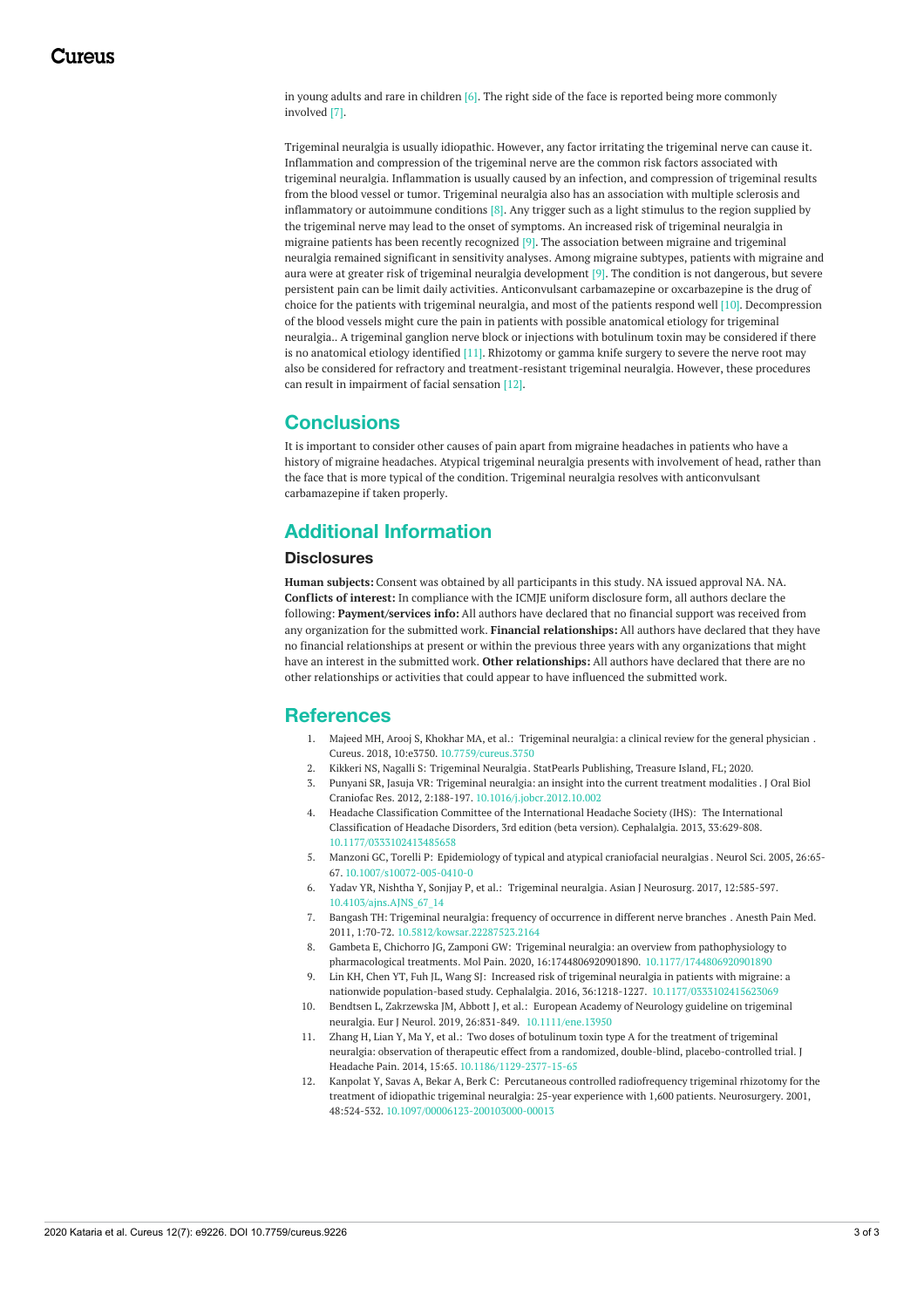in young adults and rare in children [6]. The right side of the face is reported being more commonly involved [7].

Trigeminal neuralgia is usually idiopathic. However, any factor irritating the trigeminal nerve can cause it. Inflammation and compression of the trigeminal nerve are the common risk factors associated with trigeminal neuralgia. Inflammation is usually caused by an infection, and compression of trigeminal results from the blood vessel or tumor. Trigeminal neuralgia also has an association with multiple sclerosis and inflammatory or autoimmune conditions [8]. Any trigger such as a light stimulus to the region supplied by the trigeminal nerve may lead to the onset of symptoms. An increased risk of trigeminal neuralgia in migraine patients has been recently recognized [9]. The association between migraine and trigeminal neuralgia remained significant in sensitivity analyses. Among migraine subtypes, patients with migraine and aura were at greater risk of trigeminal neuralgia development [9]. The condition is not dangerous, but severe persistent pain can be limit daily activities. Anticonvulsant carbamazepine or oxcarbazepine is the drug of choice for the patients with trigeminal neuralgia, and most of the patients respond well [10]. Decompression of the blood vessels might cure the pain in patients with possible anatomical etiology for trigeminal neuralgia.. A trigeminal ganglion nerve block or injections with botulinum toxin may be considered if there is no anatomical etiology identified [11]. Rhizotomy or gamma knife surgery to severe the nerve root may also be considered for refractory and treatment-resistant trigeminal neuralgia. However, these procedures can result in impairment of facial sensation [12].

## Conclusions

It is important to consider other causes of pain apart from migraine headaches in patients who have a history of migraine headaches. Atypical trigeminal neuralgia presents with involvement of head, rather than the face that is more typical of the condition. Trigeminal neuralgia resolves with anticonvulsant carbamazepine if taken properly.

## Additional Information

### Disclosures

**Human subjects:** Consent was obtained by all participants in this study. NA issued approval NA. NA. **Conflicts of interest:** In compliance with the ICMJE uniform disclosure form, all authors declare the following: **Payment/services info:** All authors have declared that no financial support was received from any organization for the submitted work. **Financial relationships:** All authors have declared that they have no financial relationships at present or within the previous three years with any organizations that might have an interest in the submitted work. **Other relationships:** All authors have declared that there are no other relationships or activities that could appear to have influenced the submitted work.

## References

1. Majeed MH, Arooj S, Khokhar MA, et al.: Trigeminal neuralgia: a clinical review for the general physician . Cureus. 2018, 10:e3750. 10.7759/cureus.3750
2. Kikkeri NS, Nagalli S: Trigeminal Neuralgia. StatPearls Publishing, Treasure Island, FL; 2020.
3. Punyani SR, Jasuja VR: Trigeminal neuralgia: an insight into the current treatment modalities . J Oral Biol Craniofac Res. 2012, 2:188-197. 10.1016/j.jobcr.2012.10.002
4. Headache Classification Committee of the International Headache Society (IHS): The International Classification of Headache Disorders, 3rd edition (beta version). Cephalalgia. 2013, 33:629-808. 10.1177/0333102413485658
5. Manzoni GC, Torelli P: Epidemiology of typical and atypical craniofacial neuralgias . Neurol Sci. 2005, 26:65-67. 10.1007/s10072-005-0410-0
6. Yadav YR, Nishtha Y, Sonjjay P, et al.: Trigeminal neuralgia. Asian J Neurosurg. 2017, 12:585-597. 10.4103/ajns.AJNS_67_14
7. Bangash TH: Trigeminal neuralgia: frequency of occurrence in different nerve branches . Anesth Pain Med. 2011, 1:70-72. 10.5812/kowsar.22287523.2164
8. Gambeta E, Chichorro JG, Zamponi GW: Trigeminal neuralgia: an overview from pathophysiology to pharmacological treatments. Mol Pain. 2020, 16:1744806920901890. 10.1177/1744806920901890
9. Lin KH, Chen YT, Fuh JL, Wang SJ: Increased risk of trigeminal neuralgia in patients with migraine: a nationwide population-based study. Cephalalgia. 2016, 36:1218-1227. 10.1177/0333102415623069
10. Bendtsen L, Zakrzewska JM, Abbott J, et al.: European Academy of Neurology guideline on trigeminal neuralgia. Eur J Neurol. 2019, 26:831-849. 10.1111/ene.13950
11. Zhang H, Lian Y, Ma Y, et al.: Two doses of botulinum toxin type A for the treatment of trigeminal neuralgia: observation of therapeutic effect from a randomized, double-blind, placebo-controlled trial. J Headache Pain. 2014, 15:65. 10.1186/1129-2377-15-65
12. Kanpolat Y, Savas A, Bekar A, Berk C: Percutaneous controlled radiofrequency trigeminal rhizotomy for the treatment of idiopathic trigeminal neuralgia: 25-year experience with 1,600 patients. Neurosurgery. 2001, 48:524-532. 10.1097/00006123-200103000-00013